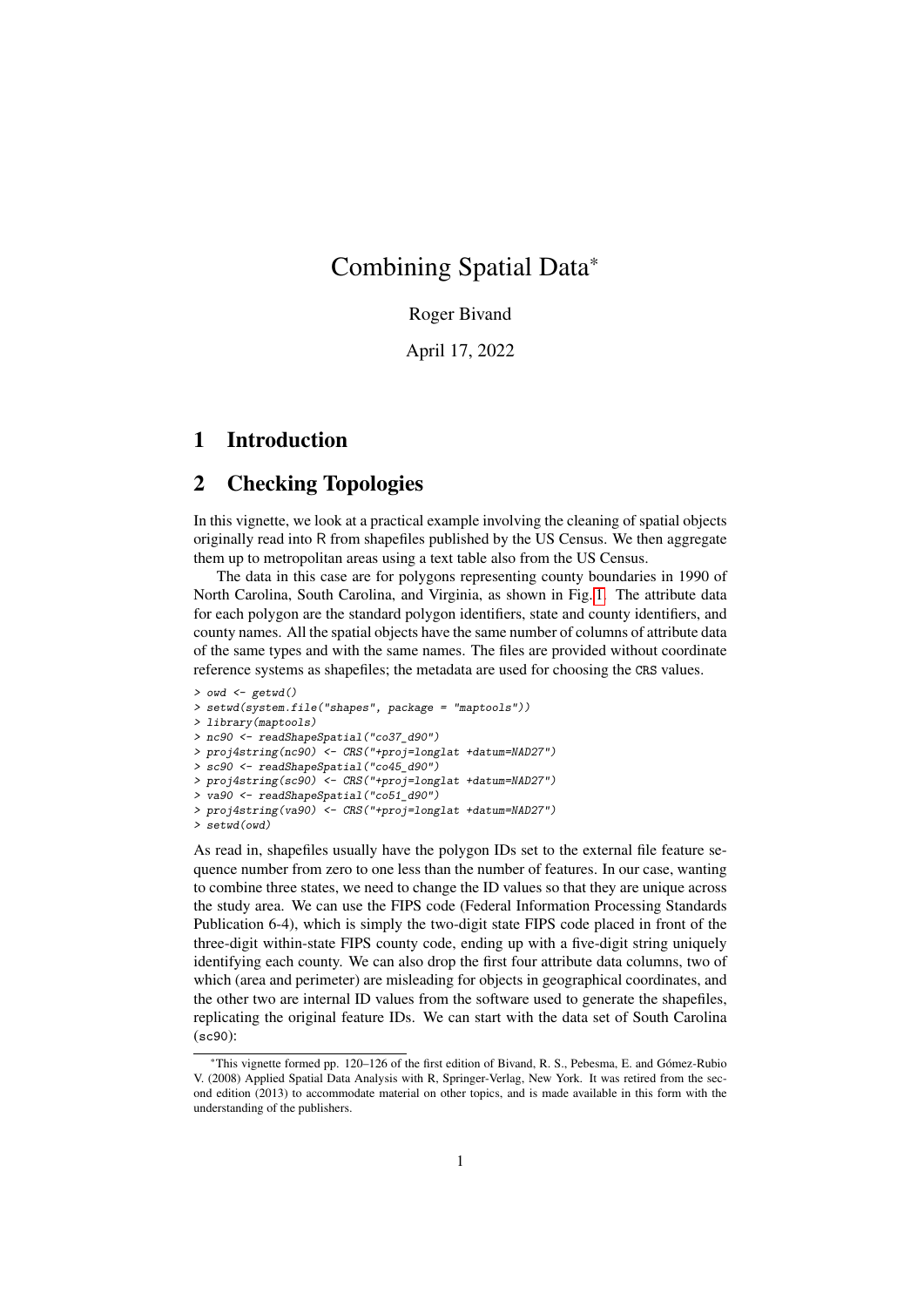# Combining Spatial Data*

Roger Bivand

April 17, 2022

## 1 Introduction

## 2 Checking Topologies

In this vignette, we look at a practical example involving the cleaning of spatial objects originally read into R from shapefiles published by the US Census. We then aggregate them up to metropolitan areas using a text table also from the US Census.

The data in this case are for polygons representing county boundaries in 1990 of North Carolina, South Carolina, and Virginia, as shown in Fig. 1. The attribute data for each polygon are the standard polygon identifiers, state and county identifiers, and county names. All the spatial objects have the same number of columns of attribute data of the same types and with the same names. The files are provided without coordinate reference systems as shapefiles; the metadata are used for choosing the `CRS` values.

```
> owd <- getwd()
> setwd(system.file("shapes", package = "maptools"))
> library(maptools)
> nc90 <- readShapeSpatial("co37_d90")
> proj4string(nc90) <- CRS("+proj=longlat +datum=NAD27")
> sc90 <- readShapeSpatial("co45_d90")
> proj4string(sc90) <- CRS("+proj=longlat +datum=NAD27")
> va90 <- readShapeSpatial("co51_d90")
> proj4string(va90) <- CRS("+proj=longlat +datum=NAD27")
> setwd(owd)
```

As read in, shapefiles usually have the polygon IDs set to the external file feature sequence number from zero to one less than the number of features. In our case, wanting to combine three states, we need to change the ID values so that they are unique across the study area. We can use the FIPS code (Federal Information Processing Standards Publication 6-4), which is simply the two-digit state FIPS code placed in front of the three-digit within-state FIPS county code, ending up with a five-digit string uniquely identifying each county. We can also drop the first four attribute data columns, two of which (area and perimeter) are misleading for objects in geographical coordinates, and the other two are internal ID values from the software used to generate the shapefiles, replicating the original feature IDs. We can start with the data set of South Carolina (`sc90`):

*This vignette formed pp. 120–126 of the first edition of Bivand, R. S., Pebesma, E. and Gómez-Rubio V. (2008) Applied Spatial Data Analysis with R, Springer-Verlag, New York. It was retired from the second edition (2013) to accommodate material on other topics, and is made available in this form with the understanding of the publishers.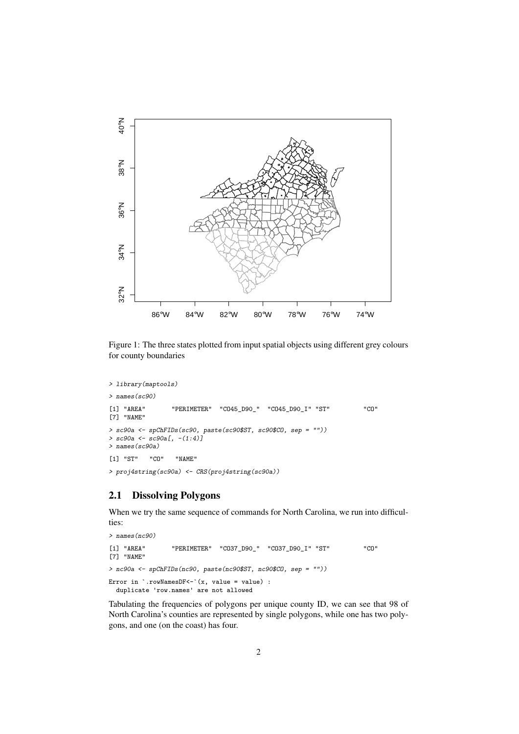Figure 1: The three states plotted from input spatial objects using different grey colours for county boundaries

```
> library(maptools)
> names(sc90)
[1] "AREA"       "PERIMETER"  "CO45_D90_"  "CO45_D90_I" "ST"         "CO"
[7] "NAME"
> sc90a <- spChFIDs(sc90, paste(sc90$ST, sc90$CO, sep = ""))
> sc90a <- sc90a[, -(1:4)]
> names(sc90a)
[1] "ST"   "CO"   "NAME"
> proj4string(sc90a) <- CRS(proj4string(sc90a))
```

## 2.1 Dissolving Polygons

When we try the same sequence of commands for North Carolina, we run into difficulties:

```
> names(nc90)
[1] "AREA"       "PERIMETER"  "CO37_D90_"  "CO37_D90_I" "ST"         "CO"
[7] "NAME"
> nc90a <- spChFIDs(nc90, paste(nc90$ST, nc90$CO, sep = ""))
Error in `.rowNamesDF<-`(x, value = value) :
  duplicate 'row.names' are not allowed
```

Tabulating the frequencies of polygons per unique county ID, we can see that 98 of North Carolina's counties are represented by single polygons, while one has two polygons, and one (on the coast) has four.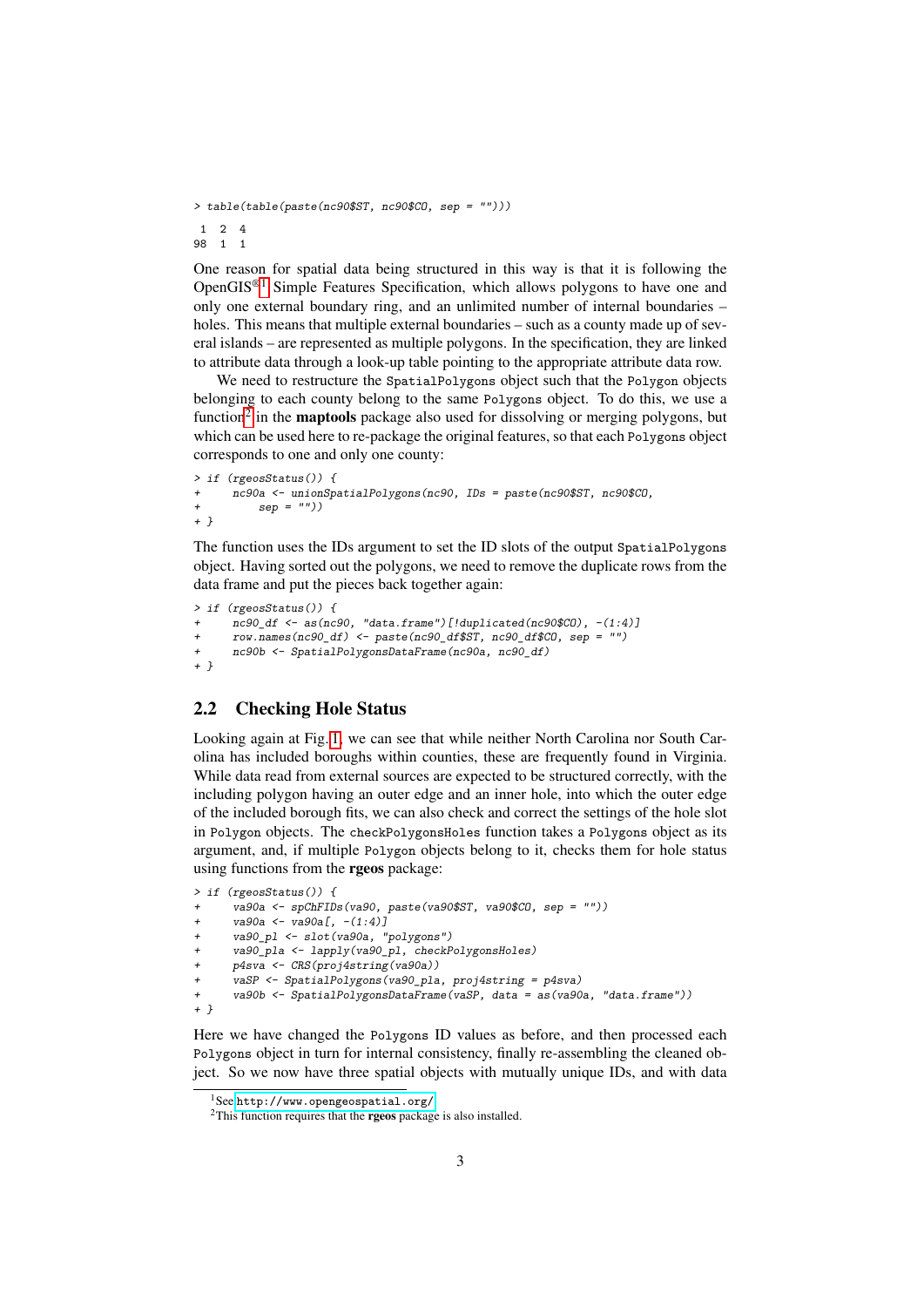```
> table(table(paste(nc90$ST, nc90$CO, sep = "")))

 1  2  4
98  1  1
```

One reason for spatial data being structured in this way is that it is following the OpenGIS®[1] Simple Features Specification, which allows polygons to have one and only one external boundary ring, and an unlimited number of internal boundaries – holes. This means that multiple external boundaries – such as a county made up of several islands – are represented as multiple polygons. In the specification, they are linked to attribute data through a look-up table pointing to the appropriate attribute data row.

We need to restructure the `SpatialPolygons` object such that the `Polygon` objects belonging to each county belong to the same `Polygons` object. To do this, we use a function[2] in the **maptools** package also used for dissolving or merging polygons, but which can be used here to re-package the original features, so that each `Polygons` object corresponds to one and only one county:

```
> if (rgeosStatus()) {
+     nc90a <- unionSpatialPolygons(nc90, IDs = paste(nc90$ST, nc90$CO,
+         sep = ""))
+ }
```

The function uses the IDs argument to set the ID slots of the output `SpatialPolygons` object. Having sorted out the polygons, we need to remove the duplicate rows from the data frame and put the pieces back together again:

```
> if (rgeosStatus()) {
+     nc90_df <- as(nc90, "data.frame")[!duplicated(nc90$CO), -(1:4)]
+     row.names(nc90_df) <- paste(nc90_df$ST, nc90_df$CO, sep = "")
+     nc90b <- SpatialPolygonsDataFrame(nc90a, nc90_df)
+ }
```

## 2.2 Checking Hole Status

Looking again at Fig. 1, we can see that while neither North Carolina nor South Carolina has included boroughs within counties, these are frequently found in Virginia. While data read from external sources are expected to be structured correctly, with the including polygon having an outer edge and an inner hole, into which the outer edge of the included borough fits, we can also check and correct the settings of the hole slot in `Polygon` objects. The `checkPolygonsHoles` function takes a `Polygons` object as its argument, and, if multiple `Polygon` objects belong to it, checks them for hole status using functions from the **rgeos** package:

```
> if (rgeosStatus()) {
+     va90a <- spChFIDs(va90, paste(va90$ST, va90$CO, sep = ""))
+     va90a <- va90a[, -(1:4)]
+     va90_pl <- slot(va90a, "polygons")
+     va90_pla <- lapply(va90_pl, checkPolygonsHoles)
+     p4sva <- CRS(proj4string(va90a))
+     vaSP <- SpatialPolygons(va90_pla, proj4string = p4sva)
+     va90b <- SpatialPolygonsDataFrame(vaSP, data = as(va90a, "data.frame"))
+ }
```

Here we have changed the `Polygons` ID values as before, and then processed each `Polygons` object in turn for internal consistency, finally re-assembling the cleaned object. So we now have three spatial objects with mutually unique IDs, and with data

[1] See http://www.opengeospatial.org/

[2] This function requires that the **rgeos** package is also installed.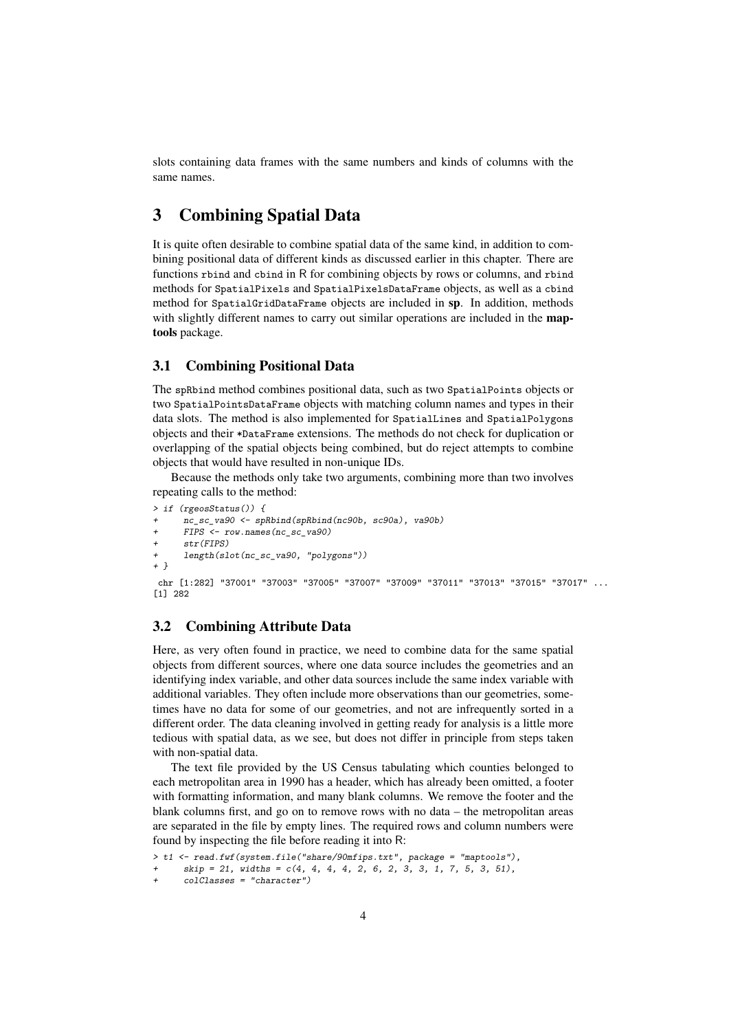slots containing data frames with the same numbers and kinds of columns with the same names.

# 3 Combining Spatial Data

It is quite often desirable to combine spatial data of the same kind, in addition to combining positional data of different kinds as discussed earlier in this chapter. There are functions `rbind` and `cbind` in R for combining objects by rows or columns, and `rbind` methods for `SpatialPixels` and `SpatialPixelsDataFrame` objects, as well as a `cbind` method for `SpatialGridDataFrame` objects are included in **sp**. In addition, methods with slightly different names to carry out similar operations are included in the **maptools** package.

## 3.1 Combining Positional Data

The `spRbind` method combines positional data, such as two `SpatialPoints` objects or two `SpatialPointsDataFrame` objects with matching column names and types in their data slots. The method is also implemented for `SpatialLines` and `SpatialPolygons` objects and their `*DataFrame` extensions. The methods do not check for duplication or overlapping of the spatial objects being combined, but do reject attempts to combine objects that would have resulted in non-unique IDs.

Because the methods only take two arguments, combining more than two involves repeating calls to the method:

```
> if (rgeosStatus()) {
+     nc_sc_va90 <- spRbind(spRbind(nc90b, sc90a), va90b)
+     FIPS <- row.names(nc_sc_va90)
+     str(FIPS)
+     length(slot(nc_sc_va90, "polygons"))
+ }
 chr [1:282] "37001" "37003" "37005" "37007" "37009" "37011" "37013" "37015" "37017" ...
[1] 282
```

## 3.2 Combining Attribute Data

Here, as very often found in practice, we need to combine data for the same spatial objects from different sources, where one data source includes the geometries and an identifying index variable, and other data sources include the same index variable with additional variables. They often include more observations than our geometries, sometimes have no data for some of our geometries, and not are infrequently sorted in a different order. The data cleaning involved in getting ready for analysis is a little more tedious with spatial data, as we see, but does not differ in principle from steps taken with non-spatial data.

The text file provided by the US Census tabulating which counties belonged to each metropolitan area in 1990 has a header, which has already been omitted, a footer with formatting information, and many blank columns. We remove the footer and the blank columns first, and go on to remove rows with no data – the metropolitan areas are separated in the file by empty lines. The required rows and column numbers were found by inspecting the file before reading it into R:

```
> t1 <- read.fwf(system.file("share/90mfips.txt", package = "maptools"),
+     skip = 21, widths = c(4, 4, 4, 4, 2, 6, 2, 3, 3, 1, 7, 5, 3, 51),
+     colClasses = "character")
```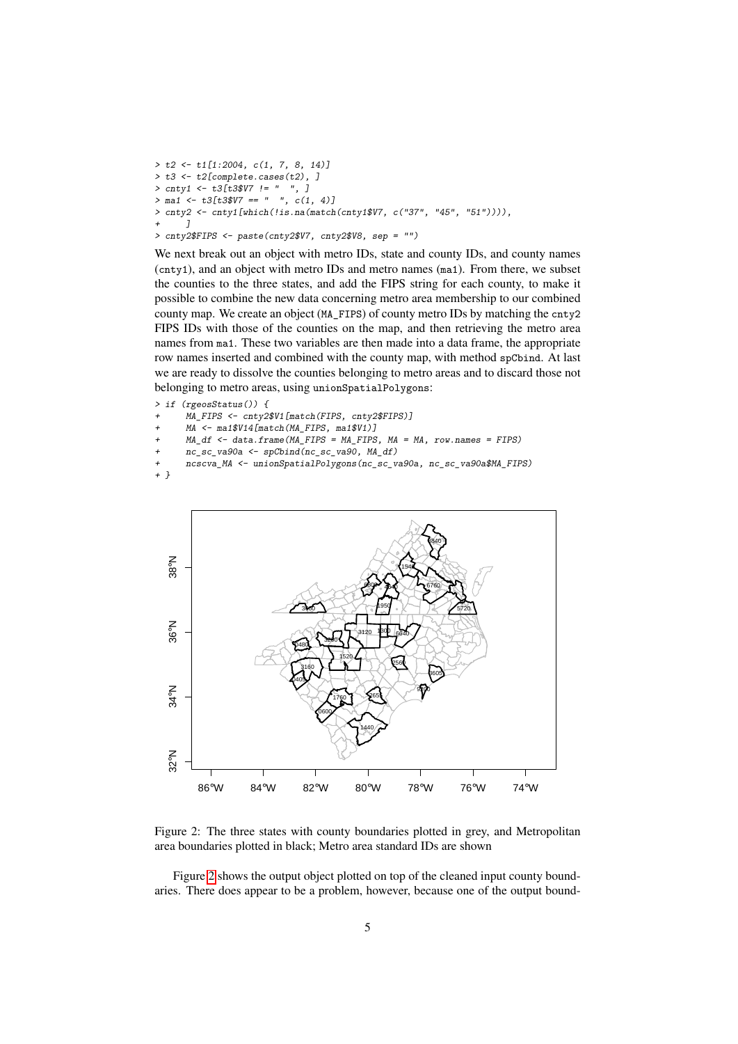```
> t2 <- t1[1:2004, c(1, 7, 8, 14)]
> t3 <- t2[complete.cases(t2), ]
> cnty1 <- t3[t3$V7 != "  ", ]
> ma1 <- t3[t3$V7 == "  ", c(1, 4)]
> cnty2 <- cnty1[which(!is.na(match(cnty1$V7, c("37", "45", "51")))),
+     ]
> cnty2$FIPS <- paste(cnty2$V7, cnty2$V8, sep = "")
```

We next break out an object with metro IDs, state and county IDs, and county names (`cnty1`), and an object with metro IDs and metro names (`ma1`). From there, we subset the counties to the three states, and add the FIPS string for each county, to make it possible to combine the new data concerning metro area membership to our combined county map. We create an object (`MA_FIPS`) of county metro IDs by matching the `cnty2` FIPS IDs with those of the counties on the map, and then retrieving the metro area names from `ma1`. These two variables are then made into a data frame, the appropriate row names inserted and combined with the county map, with method `spCbind`. At last we are ready to dissolve the counties belonging to metro areas and to discard those not belonging to metro areas, using `unionSpatialPolygons`:

```
> if (rgeosStatus()) {
+     MA_FIPS <- cnty2$V1[match(FIPS, cnty2$FIPS)]
+     MA <- ma1$V14[match(MA_FIPS, ma1$V1)]
+     MA_df <- data.frame(MA_FIPS = MA_FIPS, MA = MA, row.names = FIPS)
+     nc_sc_va90a <- spCbind(nc_sc_va90, MA_df)
+     ncscva_MA <- unionSpatialPolygons(nc_sc_va90a, nc_sc_va90a$MA_FIPS)
+ }
```

Figure 2: The three states with county boundaries plotted in grey, and Metropolitan area boundaries plotted in black; Metro area standard IDs are shown

Figure 2 shows the output object plotted on top of the cleaned input county boundaries. There does appear to be a problem, however, because one of the output bound-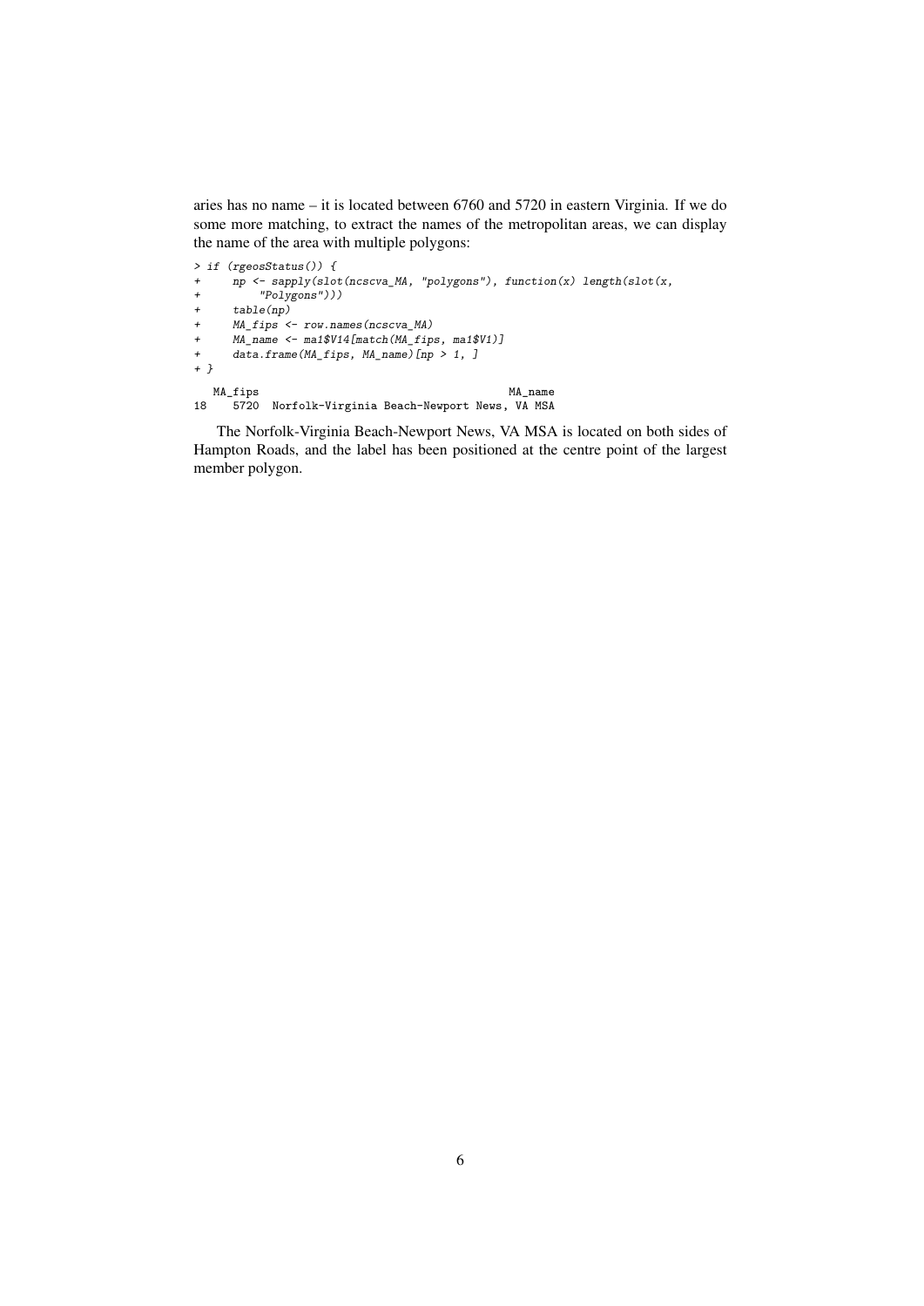aries has no name – it is located between 6760 and 5720 in eastern Virginia. If we do some more matching, to extract the names of the metropolitan areas, we can display the name of the area with multiple polygons:

```
> if (rgeosStatus()) {
+     np <- sapply(slot(ncscva_MA, "polygons"), function(x) length(slot(x,
+         "Polygons")))
+     table(np)
+     MA_fips <- row.names(ncscva_MA)
+     MA_name <- ma1$V14[match(MA_fips, ma1$V1)]
+     data.frame(MA_fips, MA_name)[np > 1, ]
+ }

   MA_fips                                     MA_name
18    5720  Norfolk-Virginia Beach-Newport News, VA MSA
```

The Norfolk-Virginia Beach-Newport News, VA MSA is located on both sides of Hampton Roads, and the label has been positioned at the centre point of the largest member polygon.